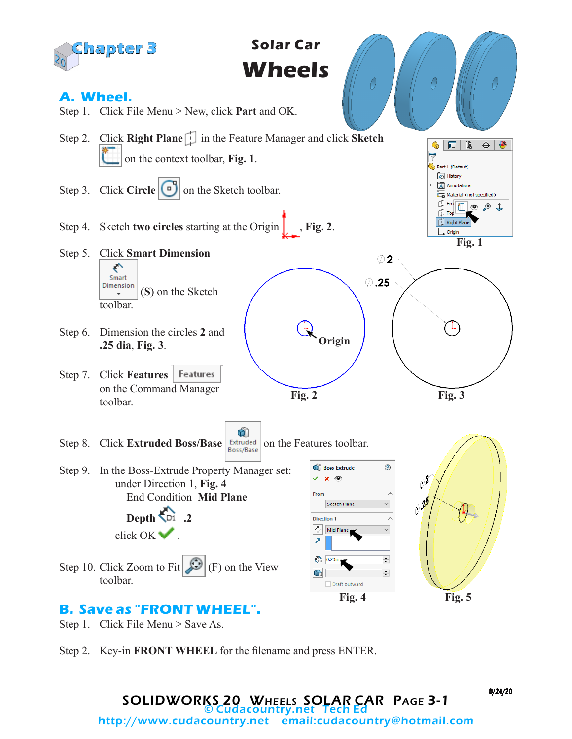# Chapter 3

## Solar Car Wheels

## A. Wheel.

Step 1. Click File Menu > New, click **Part** and OK.

Step 2. Click **Right Plane** in the Feature Manager and click **Sketch** on the context toolbar, **Fig. 1**.

Step 3. Click **Circle** on the Sketch toolbar.

Step 4. Sketch **two circles** starting at the Origin, **Fig. 2**.

Step 5. Click **Smart Dimension** (**S**) on the Sketch toolbar.

Step 6. Dimension the circles **2** and **.25 dia**, **Fig. 3**.

Step 7. Click **Features** on the Command Manager toolbar.

Step 8. Click **Extruded Boss/Base** on the Features toolbar.

Step 9. In the Boss-Extrude Property Manager set:
under Direction 1, **Fig. 4**
End Condition **Mid Plane**
**Depth** **.2**
click OK.

Step 10. Click Zoom to Fit (F) on the View toolbar.

Fig. 1

Fig. 2

Fig. 3

Fig. 4

Fig. 5

## B. Save as "FRONT WHEEL".

Step 1. Click File Menu > Save As.

Step 2. Key-in **FRONT WHEEL** for the filename and press ENTER.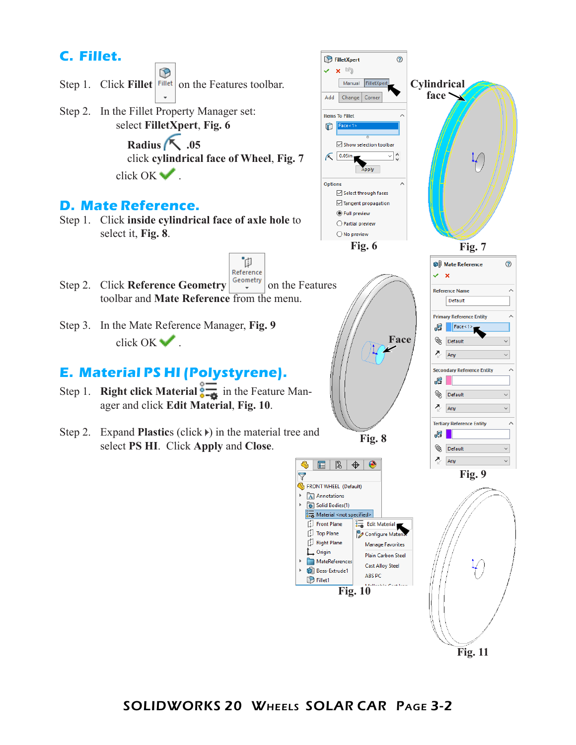## C. Fillet.

Step 1. Click **Fillet** on the Features toolbar.

Step 2. In the Fillet Property Manager set:
select **FilletXpert**, **Fig. 6**

**Radius** .05
click **cylindrical face of Wheel**, **Fig. 7**

click OK .

Fig. 6

Cylindrical face

Fig. 7

## D. Mate Reference.

Step 1. Click **inside cylindrical face of axle hole** to select it, **Fig. 8**.

Step 2. Click **Reference Geometry** on the Features toolbar and **Mate Reference** from the menu.

Step 3. In the Mate Reference Manager, **Fig. 9**
click OK .

Face

Fig. 8

Fig. 9

## E. Material PS HI (Polystyrene).

Step 1. **Right click Material** in the Feature Manager and click **Edit Material**, **Fig. 10**.

Step 2. Expand **Plastics** (click ) in the material tree and select **PS HI**. Click **Apply** and **Close**.

Fig. 10

Fig. 11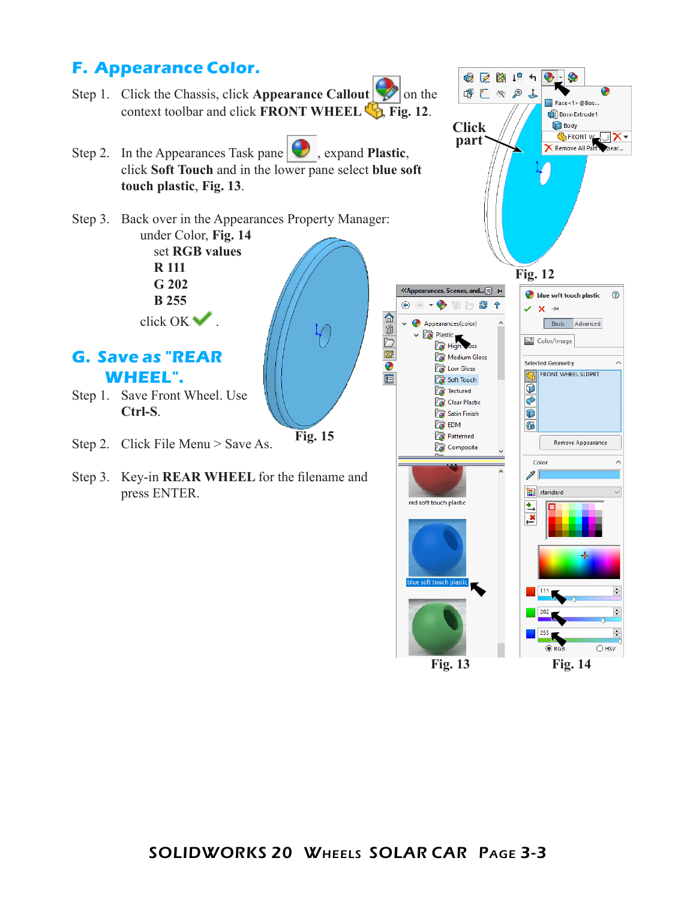## F. Appearance Color.

Step 1. Click the Chassis, click **Appearance Callout** on the context toolbar and click **FRONT WHEEL**, **Fig. 12**.

Step 2. In the Appearances Task pane, expand **Plastic**, click **Soft Touch** and in the lower pane select **blue soft touch plastic**, **Fig. 13**.

Step 3. Back over in the Appearances Property Manager:
under Color, **Fig. 14**
set **RGB values**
**R 111**
**G 202**
**B 255**
click OK .

Click part

Fig. 12

Fig. 15

Fig. 13

Fig. 14

## G. Save as "REAR WHEEL".

Step 1. Save Front Wheel. Use **Ctrl-S**.

Step 2. Click File Menu > Save As.

Step 3. Key-in **REAR WHEEL** for the filename and press ENTER.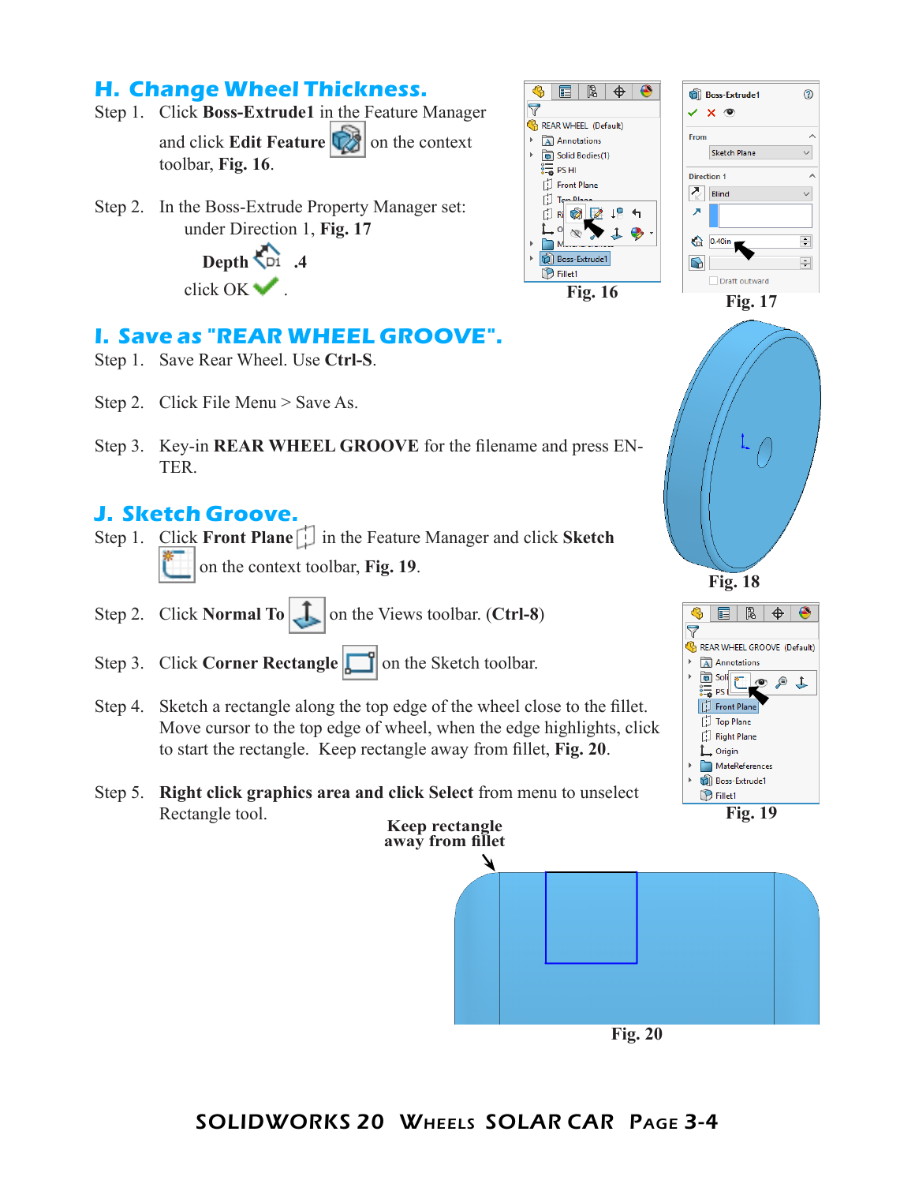## H. Change Wheel Thickness.

Step 1. Click **Boss-Extrude1** in the Feature Manager and click **Edit Feature** on the context toolbar, **Fig. 16**.

Step 2. In the Boss-Extrude Property Manager set: under Direction 1, **Fig. 17**

**Depth** .4

click OK .

Fig. 16

Fig. 17

## I. Save as "REAR WHEEL GROOVE".

Step 1. Save Rear Wheel. Use **Ctrl-S**.

Step 2. Click File Menu > Save As.

Step 3. Key-in **REAR WHEEL GROOVE** for the filename and press ENTER.

Fig. 18

## J. Sketch Groove.

Step 1. Click **Front Plane** in the Feature Manager and click **Sketch** on the context toolbar, **Fig. 19**.

Step 2. Click **Normal To** on the Views toolbar. (**Ctrl-8**)

Step 3. Click **Corner Rectangle** on the Sketch toolbar.

Step 4. Sketch a rectangle along the top edge of the wheel close to the fillet. Move cursor to the top edge of wheel, when the edge highlights, click to start the rectangle. Keep rectangle away from fillet, **Fig. 20**.

Step 5. **Right click graphics area and click Select** from menu to unselect Rectangle tool.

Fig. 19

**Keep rectangle away from fillet**

Fig. 20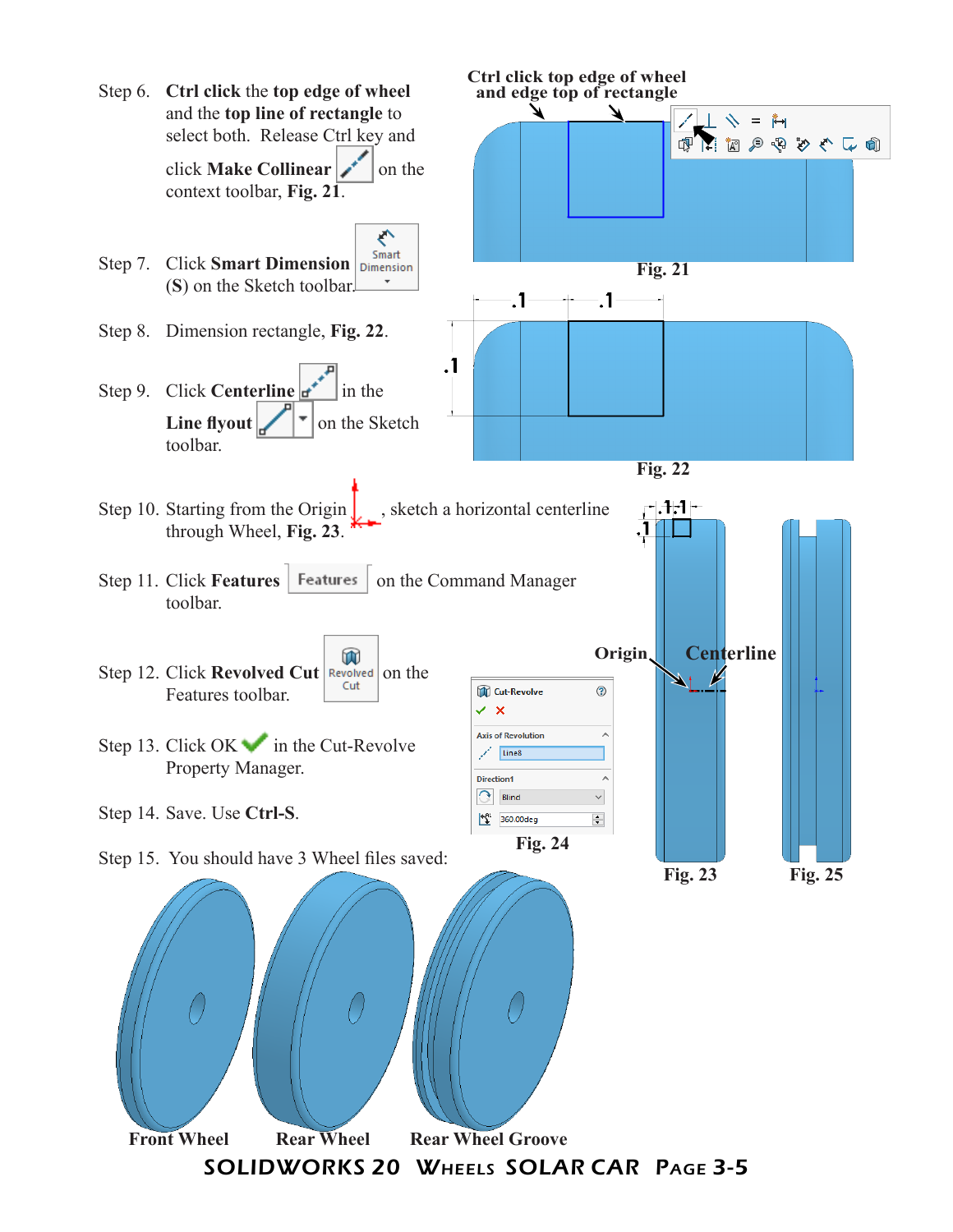Step 6. **Ctrl click** the **top edge of wheel** and the **top line of rectangle** to select both. Release Ctrl key and click **Make Collinear** on the context toolbar, **Fig. 21**.

Step 7. Click **Smart Dimension** (**S**) on the Sketch toolbar.

Step 8. Dimension rectangle, **Fig. 22**.

Step 9. Click **Centerline** in the **Line flyout** on the Sketch toolbar.

Step 10. Starting from the Origin, sketch a horizontal centerline through Wheel, **Fig. 23**.

Step 11. Click **Features** on the Command Manager toolbar.

Step 12. Click **Revolved Cut** on the Features toolbar.

Step 13. Click OK in the Cut-Revolve Property Manager.

Step 14. Save. Use **Ctrl-S**.

Step 15. You should have 3 Wheel files saved:

**Ctrl click top edge of wheel and edge top of rectangle**

**Fig. 21**

.1 .1 .1

**Fig. 22**

Cut-Revolve

Axis of Revolution

Line8

Direction1

Blind

360.00deg

**Fig. 24**

**Origin** **Centerline**

**Fig. 23** **Fig. 25**

**Front Wheel** **Rear Wheel** **Rear Wheel Groove**